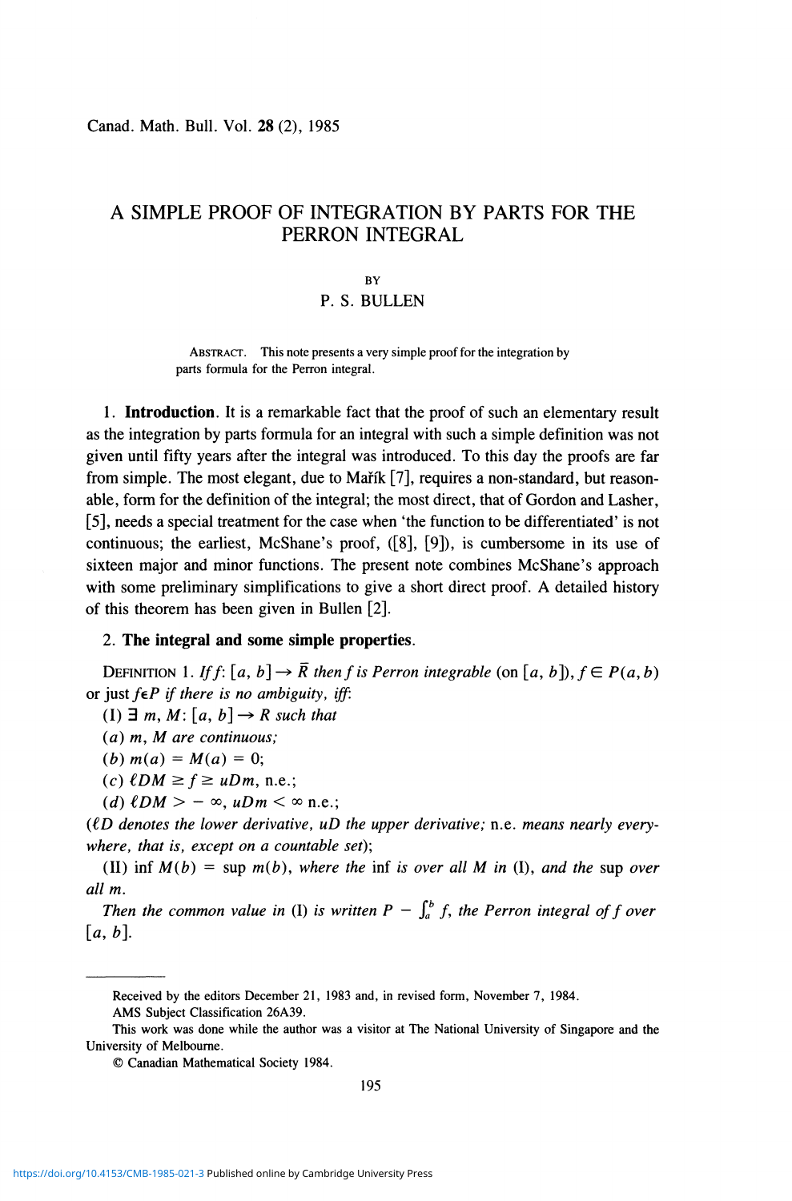Canad. Math. Bull. Vol. **28** (2), 1985

# A SIMPLE PROOF OF INTEGRATION BY PARTS FOR THE PERRON INTEGRAL

BY

P. S. BULLEN

ABSTRACT. This note presents a very simple proof for the integration by parts formula for the Perron integral.

1. **Introduction**. It is a remarkable fact that the proof of such an elementary result as the integration by parts formula for an integral with such a simple definition was not given until fifty years after the integral was introduced. To this day the proofs are far from simple. The most elegant, due to Mařík [7], requires a non-standard, but reasonable, form for the definition of the integral; the most direct, that of Gordon and Lasher, [5], needs a special treatment for the case when 'the function to be differentiated' is not continuous; the earliest, McShane's proof, ([8], [9]), is cumbersome in its use of sixteen major and minor functions. The present note combines McShane's approach with some preliminary simplifications to give a short direct proof. A detailed history of this theorem has been given in Bullen [2].

2. **The integral and some simple properties**.

DEFINITION 1. *If* $f: [a, b] \to \bar{R}$ *then* $f$ *is Perron integrable* (on $[a, b]$), $f \in P(a, b)$ or just $f \in P$ *if there is no ambiguity, iff*:

(I) $\exists\ m, M: [a, b] \to R$ *such that*

(*a*) $m, M$ *are continuous;*

(*b*) $m(a) = M(a) = 0$;

(*c*) $\ell DM \geq f \geq uDm$, n.e.;

(*d*) $\ell DM > -\infty$, $uDm < \infty$ n.e.;

($\ell D$ *denotes the lower derivative,* $uD$ *the upper derivative;* n.e. *means nearly everywhere, that is, except on a countable set*);

(II) $\inf M(b) = \sup m(b)$, *where the* inf *is over all* $M$ *in* (I), *and the* sup *over all* $m$.

*Then the common value in* (I) *is written* $P - \int_a^b f$, *the Perron integral of* $f$ *over* $[a, b]$.

---

Received by the editors December 21, 1983 and, in revised form, November 7, 1984.

AMS Subject Classification 26A39.

This work was done while the author was a visitor at The National University of Singapore and the University of Melbourne.

© Canadian Mathematical Society 1984.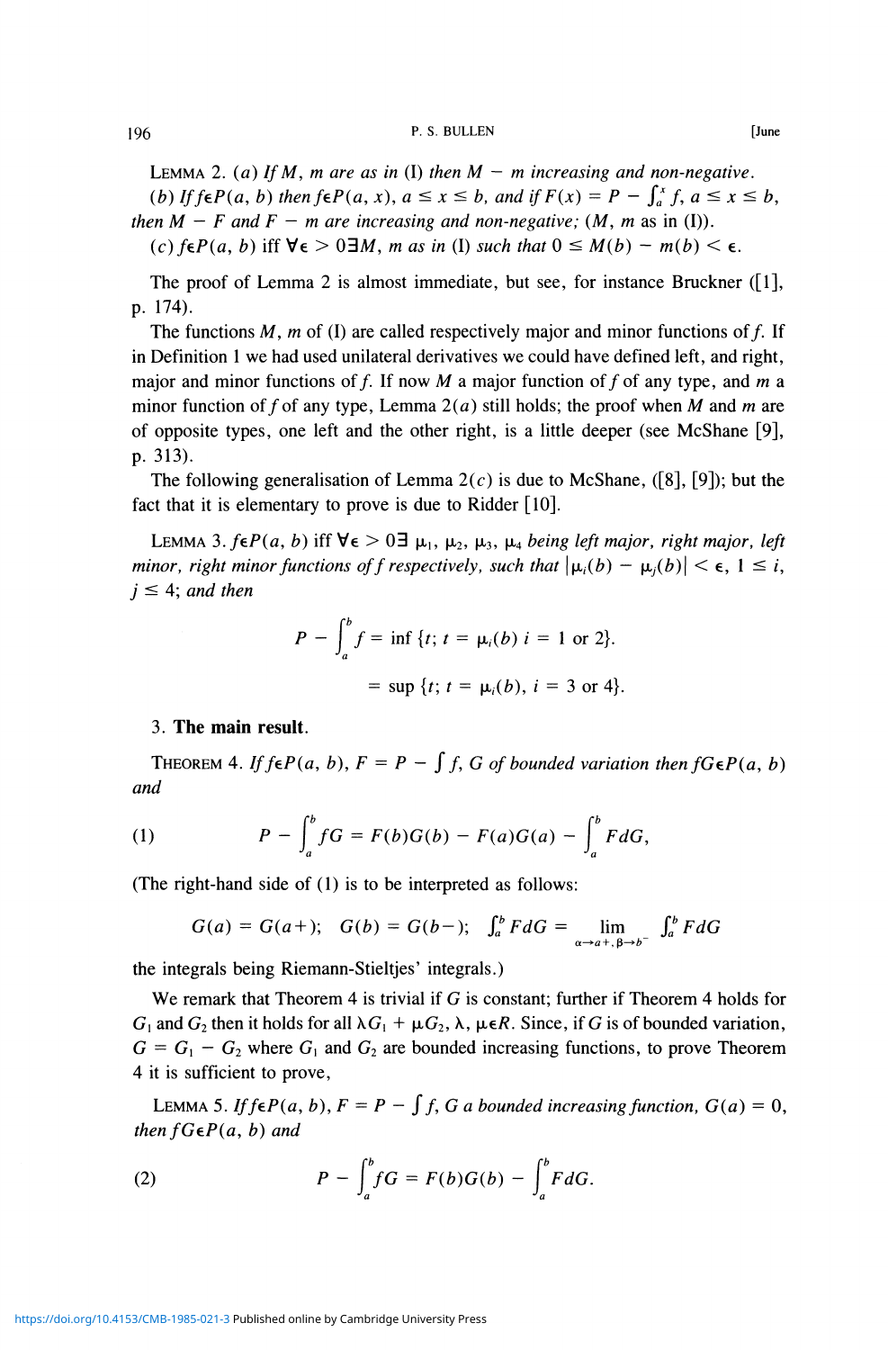LEMMA 2. (*a*) *If $M$, $m$ are as in* (I) *then $M - m$ increasing and non-negative.*

(*b*) *If $f \in P(a, b)$ then $f \in P(a, x)$, $a \leq x \leq b$, and if $F(x) = P - \int_a^x f$, $a \leq x \leq b$, then $M - F$ and $F - m$ are increasing and non-negative;* ($M$, $m$ as in (I)).

(*c*) $f \in P(a, b)$ iff $\forall \epsilon > 0 \exists M$, $m$ as in (I) *such that* $0 \leq M(b) - m(b) < \epsilon$.

The proof of Lemma 2 is almost immediate, but see, for instance Bruckner ([1], p. 174).

The functions $M$, $m$ of (I) are called respectively major and minor functions of $f$. If in Definition 1 we had used unilateral derivatives we could have defined left, and right, major and minor functions of $f$. If now $M$ a major function of $f$ of any type, and $m$ a minor function of $f$ of any type, Lemma 2(*a*) still holds; the proof when $M$ and $m$ are of opposite types, one left and the other right, is a little deeper (see McShane [9], p. 313).

The following generalisation of Lemma 2(*c*) is due to McShane, ([8], [9]); but the fact that it is elementary to prove is due to Ridder [10].

LEMMA 3. *$f \in P(a, b)$ iff $\forall \epsilon > 0 \exists$ $\mu_1$, $\mu_2$, $\mu_3$, $\mu_4$ being left major, right major, left minor, right minor functions of $f$ respectively, such that $|\mu_i(b) - \mu_j(b)| < \epsilon$, $1 \leq i$, $j \leq 4$; and then*

$$P - \int_a^b f = \inf \{t;\ t = \mu_i(b)\ i = 1 \text{ or } 2\}.$$

$$= \sup \{t;\ t = \mu_i(b),\ i = 3 \text{ or } 4\}.$$

## 3. **The main result.**

THEOREM 4. *If $f \in P(a, b)$, $F = P - \int f$, $G$ of bounded variation then $fG \in P(a, b)$ and*

$$P - \int_a^b fG = F(b)G(b) - F(a)G(a) - \int_a^b F dG, \tag{1}$$

(The right-hand side of (1) is to be interpreted as follows:

$$G(a) = G(a+);\quad G(b) = G(b-);\quad \int_a^b F dG = \lim_{\alpha \to a+,\, \beta \to b^-} \int_\alpha^\beta F dG$$

the integrals being Riemann-Stieltjes' integrals.)

We remark that Theorem 4 is trivial if $G$ is constant; further if Theorem 4 holds for $G_1$ and $G_2$ then it holds for all $\lambda G_1 + \mu G_2$, $\lambda$, $\mu \in R$. Since, if $G$ is of bounded variation, $G = G_1 - G_2$ where $G_1$ and $G_2$ are bounded increasing functions, to prove Theorem 4 it is sufficient to prove,

LEMMA 5. *If $f \in P(a, b)$, $F = P - \int f$, $G$ a bounded increasing function, $G(a) = 0$, then $fG \in P(a, b)$ and*

$$P - \int_a^b fG = F(b)G(b) - \int_a^b F dG. \tag{2}$$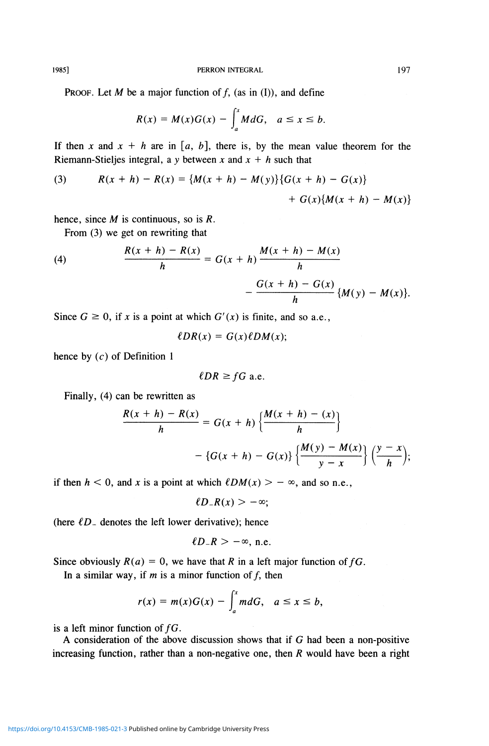PROOF. Let $M$ be a major function of $f$, (as in (I)), and define

$$R(x) = M(x)G(x) - \int_a^x MdG, \quad a \le x \le b.$$

If then $x$ and $x + h$ are in $[a, b]$, there is, by the mean value theorem for the Riemann-Stieljes integral, a $y$ between $x$ and $x + h$ such that

$$(3) \qquad R(x + h) - R(x) = \{M(x + h) - M(y)\}\{G(x + h) - G(x)\} + G(x)\{M(x + h) - M(x)\}$$

hence, since $M$ is continuous, so is $R$.

From (3) we get on rewriting that

$$(4) \qquad \frac{R(x + h) - R(x)}{h} = G(x + h)\frac{M(x + h) - M(x)}{h} - \frac{G(x + h) - G(x)}{h}\{M(y) - M(x)\}.$$

Since $G \ge 0$, if $x$ is a point at which $G'(x)$ is finite, and so a.e.,

$$\ell DR(x) = G(x)\ell DM(x);$$

hence by $(c)$ of Definition 1

$$\ell DR \ge fG \text{ a.e.}$$

Finally, (4) can be rewritten as

$$\frac{R(x + h) - R(x)}{h} = G(x + h)\left\{\frac{M(x + h) - (x)}{h}\right\} - \{G(x + h) - G(x)\}\left\{\frac{M(y) - M(x)}{y - x}\right\}\left(\frac{y - x}{h}\right);$$

if then $h < 0$, and $x$ is a point at which $\ell DM(x) > -\infty$, and so n.e.,

$$\ell D_{-}R(x) > -\infty;$$

(here $\ell D_{-}$ denotes the left lower derivative); hence

$$\ell D_{-}R > -\infty, \text{ n.e.}$$

Since obviously $R(a) = 0$, we have that $R$ in a left major function of $fG$.

In a similar way, if $m$ is a minor function of $f$, then

$$r(x) = m(x)G(x) - \int_a^x mdG, \quad a \le x \le b,$$

is a left minor function of $fG$.

A consideration of the above discussion shows that if $G$ had been a non-positive increasing function, rather than a non-negative one, then $R$ would have been a right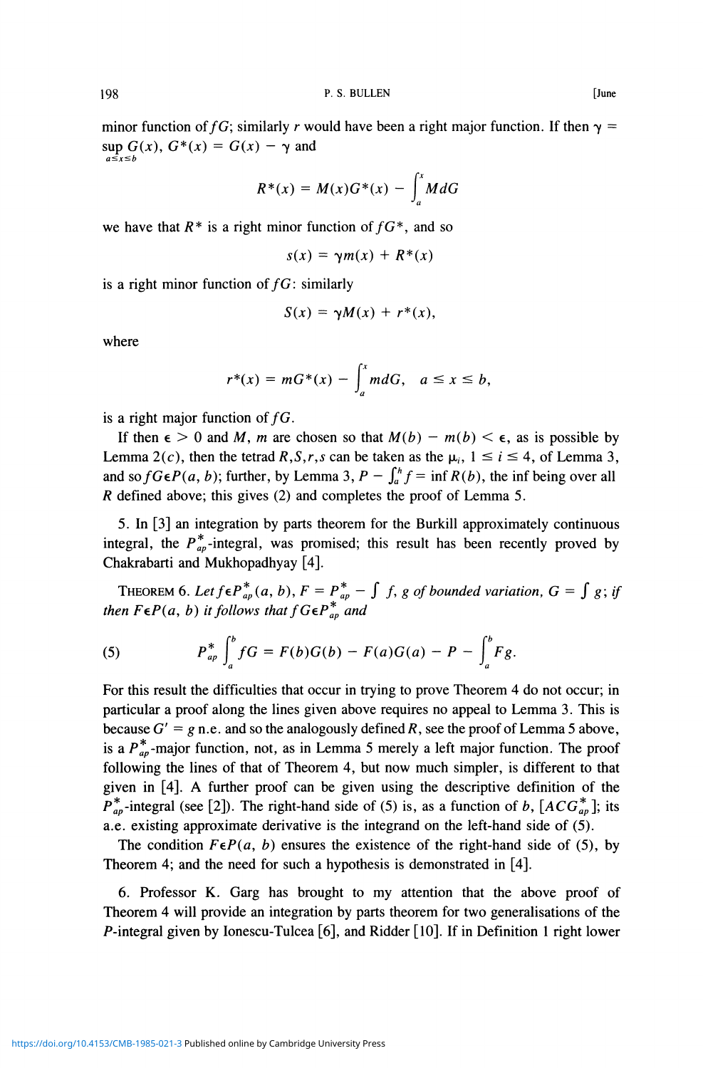minor function of $fG$; similarly $r$ would have been a right major function. If then $\gamma = \sup_{a \le x \le b} G(x)$, $G^*(x) = G(x) - \gamma$ and

$$R^*(x) = M(x)G^*(x) - \int_a^x M\,dG$$

we have that $R^*$ is a right minor function of $fG^*$, and so

$$s(x) = \gamma m(x) + R^*(x)$$

is a right minor function of $fG$: similarly

$$S(x) = \gamma M(x) + r^*(x),$$

where

$$r^*(x) = mG^*(x) - \int_a^x m\,dG, \quad a \le x \le b,$$

is a right major function of $fG$.

If then $\epsilon > 0$ and $M$, $m$ are chosen so that $M(b) - m(b) < \epsilon$, as is possible by Lemma 2($c$), then the tetrad $R,S,r,s$ can be taken as the $\mu_i$, $1 \le i \le 4$, of Lemma 3, and so $fG \epsilon P(a, b)$; further, by Lemma 3, $P - \int_a^h f = \inf R(b)$, the inf being over all $R$ defined above; this gives (2) and completes the proof of Lemma 5.

5. In [3] an integration by parts theorem for the Burkill approximately continuous integral, the $P^*_{ap}$-integral, was promised; this result has been recently proved by Chakrabarti and Mukhopadhyay [4].

THEOREM 6. *Let* $f \epsilon P^*_{ap}(a, b)$, $F = P^*_{ap} - \int f$, $g$ *of bounded variation*, $G = \int g$; *if then* $F \epsilon P(a, b)$ *it follows that* $fG \epsilon P^*_{ap}$ *and*

$$P^*_{ap}\int_a^b fG = F(b)G(b) - F(a)G(a) - P - \int_a^b Fg. \tag{5}$$

For this result the difficulties that occur in trying to prove Theorem 4 do not occur; in particular a proof along the lines given above requires no appeal to Lemma 3. This is because $G' = g$ n.e. and so the analogously defined $R$, see the proof of Lemma 5 above, is a $P^*_{ap}$-major function, not, as in Lemma 5 merely a left major function. The proof following the lines of that of Theorem 4, but now much simpler, is different to that given in [4]. A further proof can be given using the descriptive definition of the $P^*_{ap}$-integral (see [2]). The right-hand side of (5) is, as a function of $b$, $[ACG^*_{ap}]$; its a.e. existing approximate derivative is the integrand on the left-hand side of (5).

The condition $F \epsilon P(a, b)$ ensures the existence of the right-hand side of (5), by Theorem 4; and the need for such a hypothesis is demonstrated in [4].

6. Professor K. Garg has brought to my attention that the above proof of Theorem 4 will provide an integration by parts theorem for two generalisations of the $P$-integral given by Ionescu-Tulcea [6], and Ridder [10]. If in Definition 1 right lower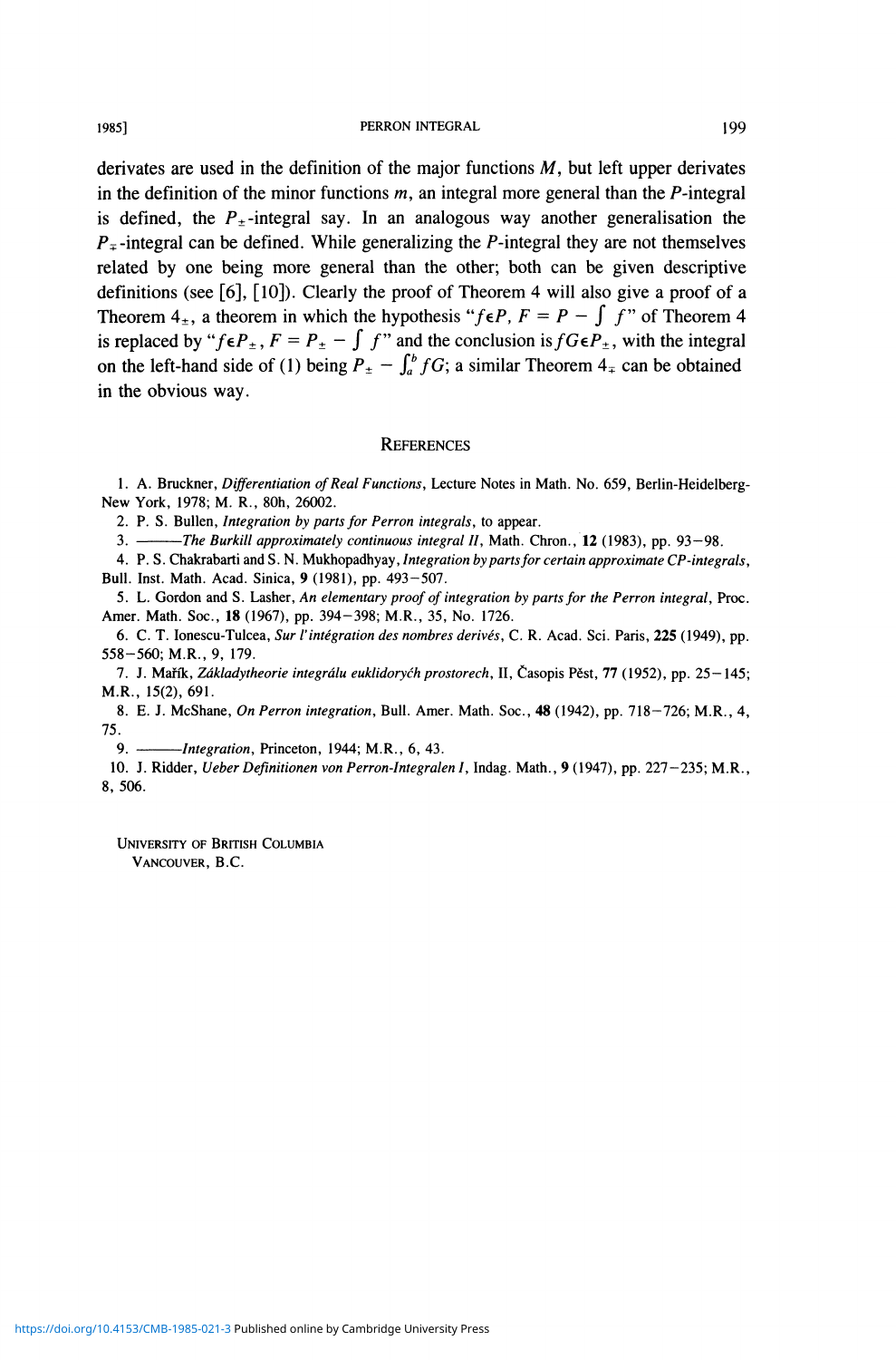derivates are used in the definition of the major functions $M$, but left upper derivates in the definition of the minor functions $m$, an integral more general than the $P$-integral is defined, the $P_{\pm}$-integral say. In an analogous way another generalisation the $P_{\mp}$-integral can be defined. While generalizing the $P$-integral they are not themselves related by one being more general than the other; both can be given descriptive definitions (see [6], [10]). Clearly the proof of Theorem 4 will also give a proof of a Theorem $4_{\pm}$, a theorem in which the hypothesis "$f \epsilon P$, $F = P - \int f$" of Theorem 4 is replaced by "$f \epsilon P_{\pm}$, $F = P_{\pm} - \int f$" and the conclusion is $fG \epsilon P_{\pm}$, with the integral on the left-hand side of (1) being $P_{\pm} - \int_a^b fG$; a similar Theorem $4_{\mp}$ can be obtained in the obvious way.

## References

1. A. Bruckner, *Differentiation of Real Functions*, Lecture Notes in Math. No. 659, Berlin-Heidelberg-New York, 1978; M. R., 80h, 26002.

2. P. S. Bullen, *Integration by parts for Perron integrals*, to appear.

3. ———*The Burkill approximately continuous integral II*, Math. Chron., **12** (1983), pp. 93–98.

4. P. S. Chakrabarti and S. N. Mukhopadhyay, *Integration by parts for certain approximate CP-integrals*, Bull. Inst. Math. Acad. Sinica, **9** (1981), pp. 493–507.

5. L. Gordon and S. Lasher, *An elementary proof of integration by parts for the Perron integral*, Proc. Amer. Math. Soc., **18** (1967), pp. 394–398; M.R., 35, No. 1726.

6. C. T. Ionescu-Tulcea, *Sur l'intégration des nombres derivés*, C. R. Acad. Sci. Paris, **225** (1949), pp. 558–560; M.R., 9, 179.

7. J. Mařík, *Základytheorie integrálu euklidorých prostorech*, II, Časopis Pěst, **77** (1952), pp. 25–145; M.R., 15(2), 691.

8. E. J. McShane, *On Perron integration*, Bull. Amer. Math. Soc., **48** (1942), pp. 718–726; M.R., 4, 75.

9. ———*Integration*, Princeton, 1944; M.R., 6, 43.

10. J. Ridder, *Ueber Definitionen von Perron-Integralen I*, Indag. Math., **9** (1947), pp. 227–235; M.R., 8, 506.

University of British Columbia
Vancouver, B.C.